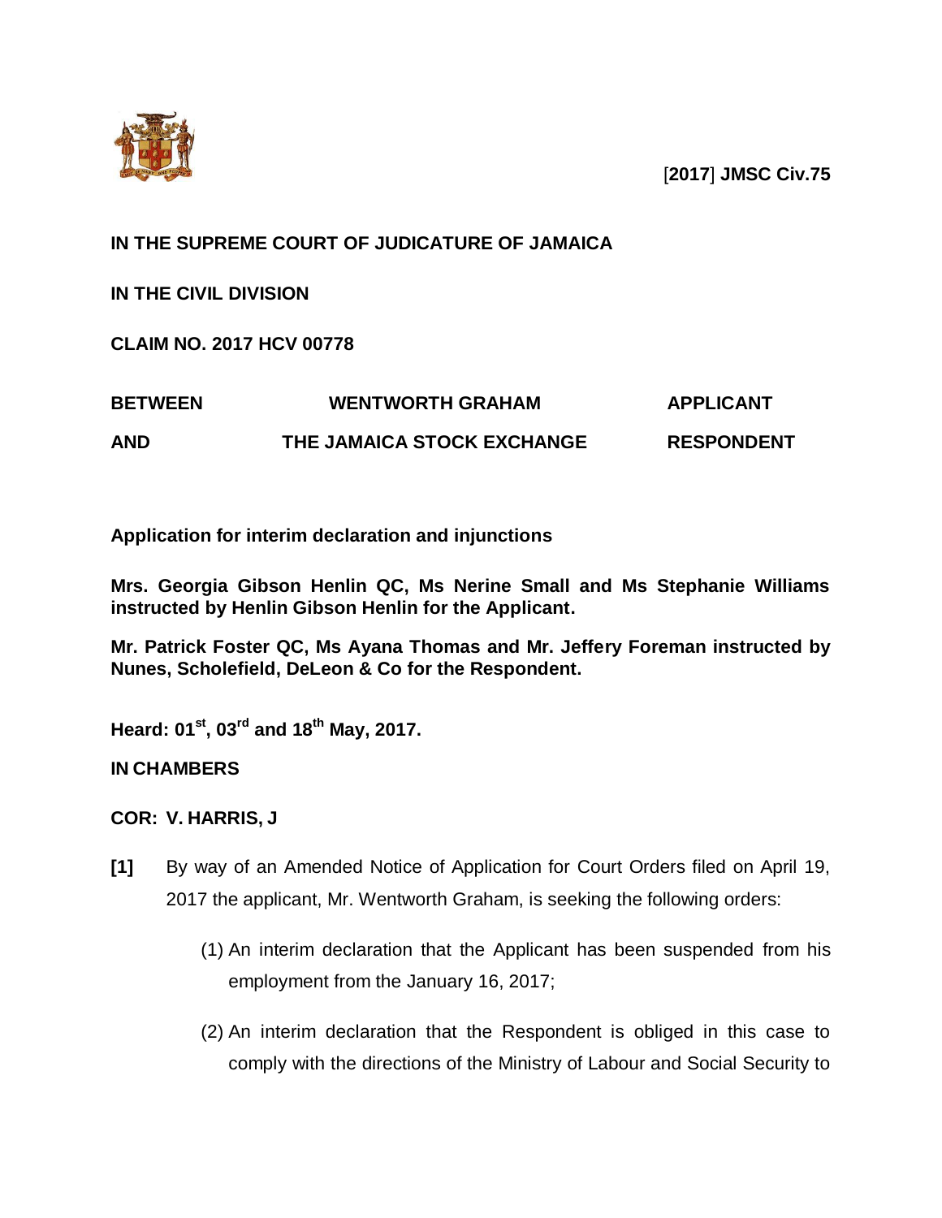[**2017**] **JMSC Civ.75**

**IN THE SUPREME COURT OF JUDICATURE OF JAMAICA**

**IN THE CIVIL DIVISION**

**CLAIM NO. 2017 HCV 00778**

| | | |
|---|---|---|
| **BETWEEN** | **WENTWORTH GRAHAM** | **APPLICANT** |
| **AND** | **THE JAMAICA STOCK EXCHANGE** | **RESPONDENT** |

**Application for interim declaration and injunctions**

**Mrs. Georgia Gibson Henlin QC, Ms Nerine Small and Ms Stephanie Williams instructed by Henlin Gibson Henlin for the Applicant.**

**Mr. Patrick Foster QC, Ms Ayana Thomas and Mr. Jeffery Foreman instructed by Nunes, Scholefield, DeLeon & Co for the Respondent.**

**Heard: 01st, 03rd and 18th May, 2017.**

**IN CHAMBERS**

**COR: V. HARRIS, J**

**[1]** By way of an Amended Notice of Application for Court Orders filed on April 19, 2017 the applicant, Mr. Wentworth Graham, is seeking the following orders:

(1) An interim declaration that the Applicant has been suspended from his employment from the January 16, 2017;

(2) An interim declaration that the Respondent is obliged in this case to comply with the directions of the Ministry of Labour and Social Security to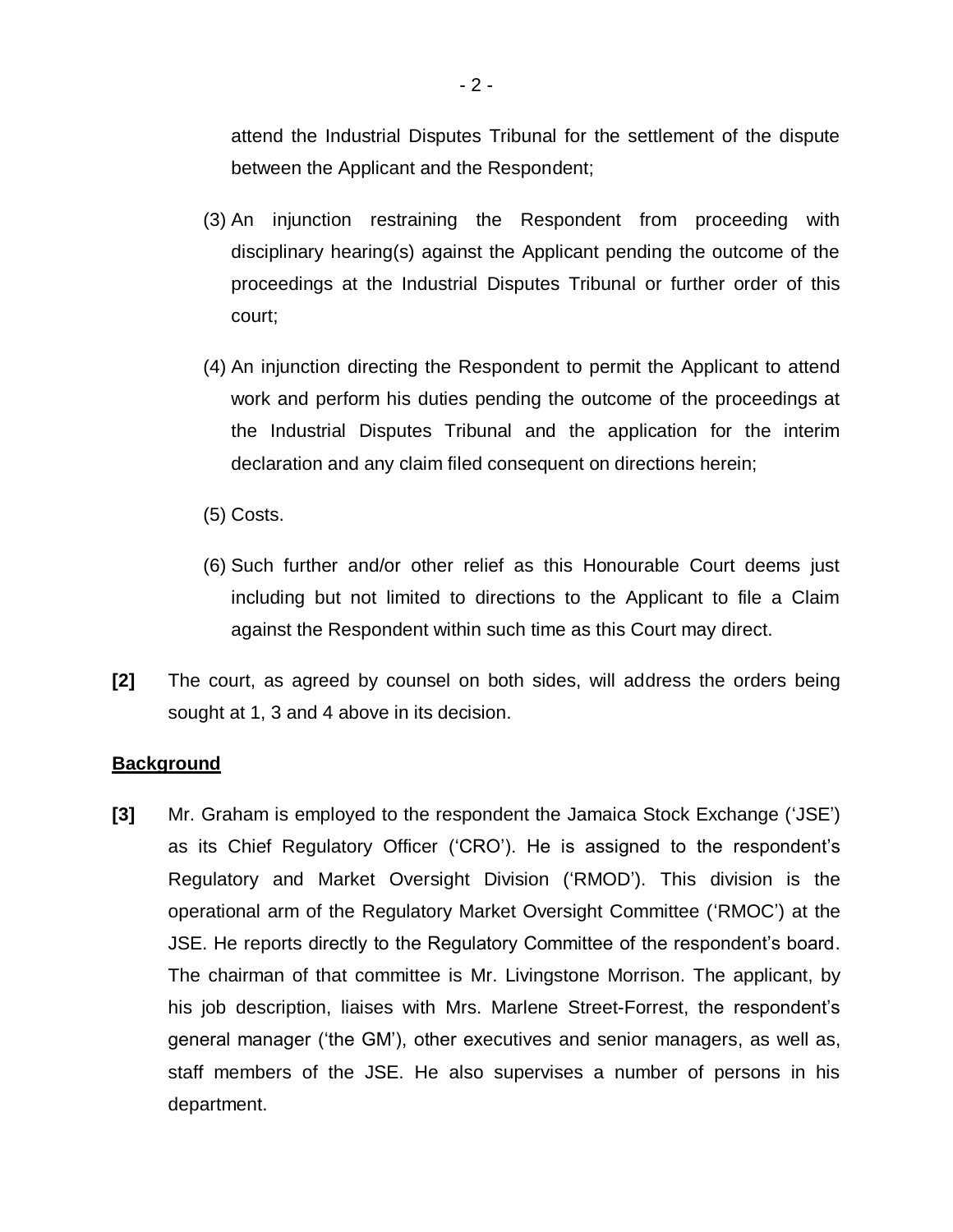attend the Industrial Disputes Tribunal for the settlement of the dispute between the Applicant and the Respondent;

(3) An injunction restraining the Respondent from proceeding with disciplinary hearing(s) against the Applicant pending the outcome of the proceedings at the Industrial Disputes Tribunal or further order of this court;

(4) An injunction directing the Respondent to permit the Applicant to attend work and perform his duties pending the outcome of the proceedings at the Industrial Disputes Tribunal and the application for the interim declaration and any claim filed consequent on directions herein;

(5) Costs.

(6) Such further and/or other relief as this Honourable Court deems just including but not limited to directions to the Applicant to file a Claim against the Respondent within such time as this Court may direct.

**[2]** The court, as agreed by counsel on both sides, will address the orders being sought at 1, 3 and 4 above in its decision.

**Background**

**[3]** Mr. Graham is employed to the respondent the Jamaica Stock Exchange ('JSE') as its Chief Regulatory Officer ('CRO'). He is assigned to the respondent's Regulatory and Market Oversight Division ('RMOD'). This division is the operational arm of the Regulatory Market Oversight Committee ('RMOC') at the JSE. He reports directly to the Regulatory Committee of the respondent's board. The chairman of that committee is Mr. Livingstone Morrison. The applicant, by his job description, liaises with Mrs. Marlene Street-Forrest, the respondent's general manager ('the GM'), other executives and senior managers, as well as, staff members of the JSE. He also supervises a number of persons in his department.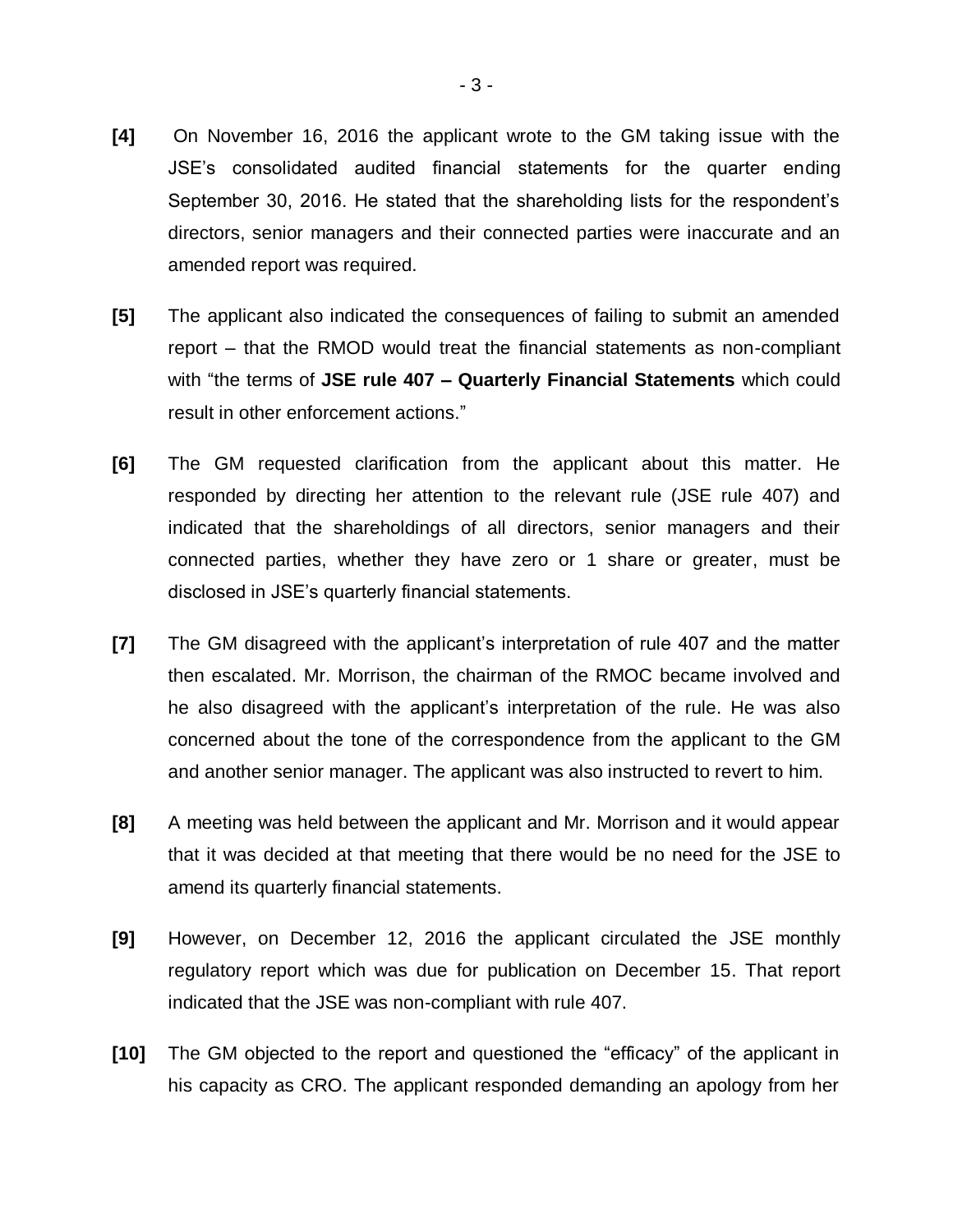**[4]** On November 16, 2016 the applicant wrote to the GM taking issue with the JSE's consolidated audited financial statements for the quarter ending September 30, 2016. He stated that the shareholding lists for the respondent's directors, senior managers and their connected parties were inaccurate and an amended report was required.

**[5]** The applicant also indicated the consequences of failing to submit an amended report – that the RMOD would treat the financial statements as non-compliant with "the terms of **JSE rule 407 – Quarterly Financial Statements** which could result in other enforcement actions."

**[6]** The GM requested clarification from the applicant about this matter. He responded by directing her attention to the relevant rule (JSE rule 407) and indicated that the shareholdings of all directors, senior managers and their connected parties, whether they have zero or 1 share or greater, must be disclosed in JSE's quarterly financial statements.

**[7]** The GM disagreed with the applicant's interpretation of rule 407 and the matter then escalated. Mr. Morrison, the chairman of the RMOC became involved and he also disagreed with the applicant's interpretation of the rule. He was also concerned about the tone of the correspondence from the applicant to the GM and another senior manager. The applicant was also instructed to revert to him.

**[8]** A meeting was held between the applicant and Mr. Morrison and it would appear that it was decided at that meeting that there would be no need for the JSE to amend its quarterly financial statements.

**[9]** However, on December 12, 2016 the applicant circulated the JSE monthly regulatory report which was due for publication on December 15. That report indicated that the JSE was non-compliant with rule 407.

**[10]** The GM objected to the report and questioned the "efficacy" of the applicant in his capacity as CRO. The applicant responded demanding an apology from her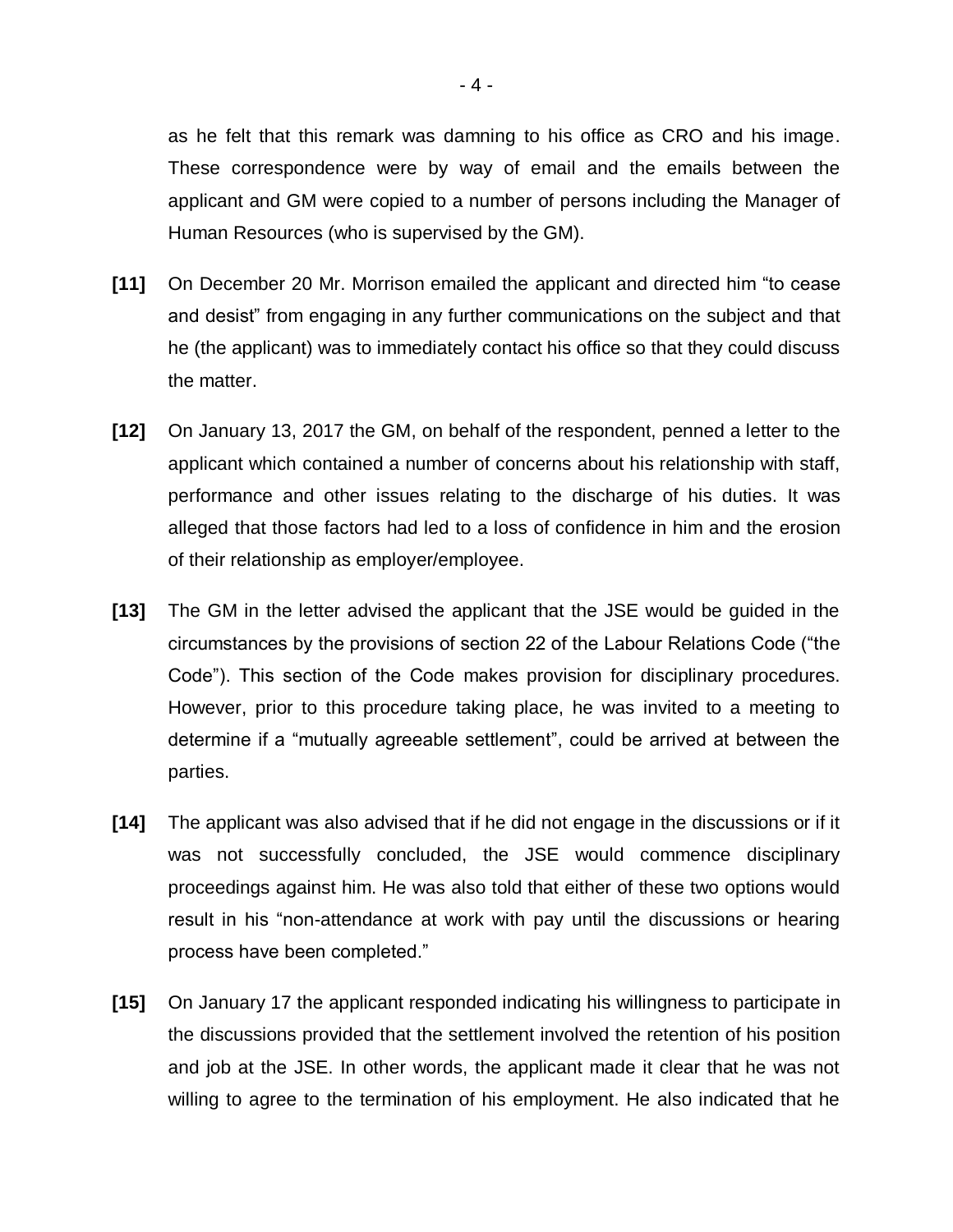as he felt that this remark was damning to his office as CRO and his image. These correspondence were by way of email and the emails between the applicant and GM were copied to a number of persons including the Manager of Human Resources (who is supervised by the GM).

**[11]** On December 20 Mr. Morrison emailed the applicant and directed him "to cease and desist" from engaging in any further communications on the subject and that he (the applicant) was to immediately contact his office so that they could discuss the matter.

**[12]** On January 13, 2017 the GM, on behalf of the respondent, penned a letter to the applicant which contained a number of concerns about his relationship with staff, performance and other issues relating to the discharge of his duties. It was alleged that those factors had led to a loss of confidence in him and the erosion of their relationship as employer/employee.

**[13]** The GM in the letter advised the applicant that the JSE would be guided in the circumstances by the provisions of section 22 of the Labour Relations Code ("the Code"). This section of the Code makes provision for disciplinary procedures. However, prior to this procedure taking place, he was invited to a meeting to determine if a "mutually agreeable settlement", could be arrived at between the parties.

**[14]** The applicant was also advised that if he did not engage in the discussions or if it was not successfully concluded, the JSE would commence disciplinary proceedings against him. He was also told that either of these two options would result in his "non-attendance at work with pay until the discussions or hearing process have been completed."

**[15]** On January 17 the applicant responded indicating his willingness to participate in the discussions provided that the settlement involved the retention of his position and job at the JSE. In other words, the applicant made it clear that he was not willing to agree to the termination of his employment. He also indicated that he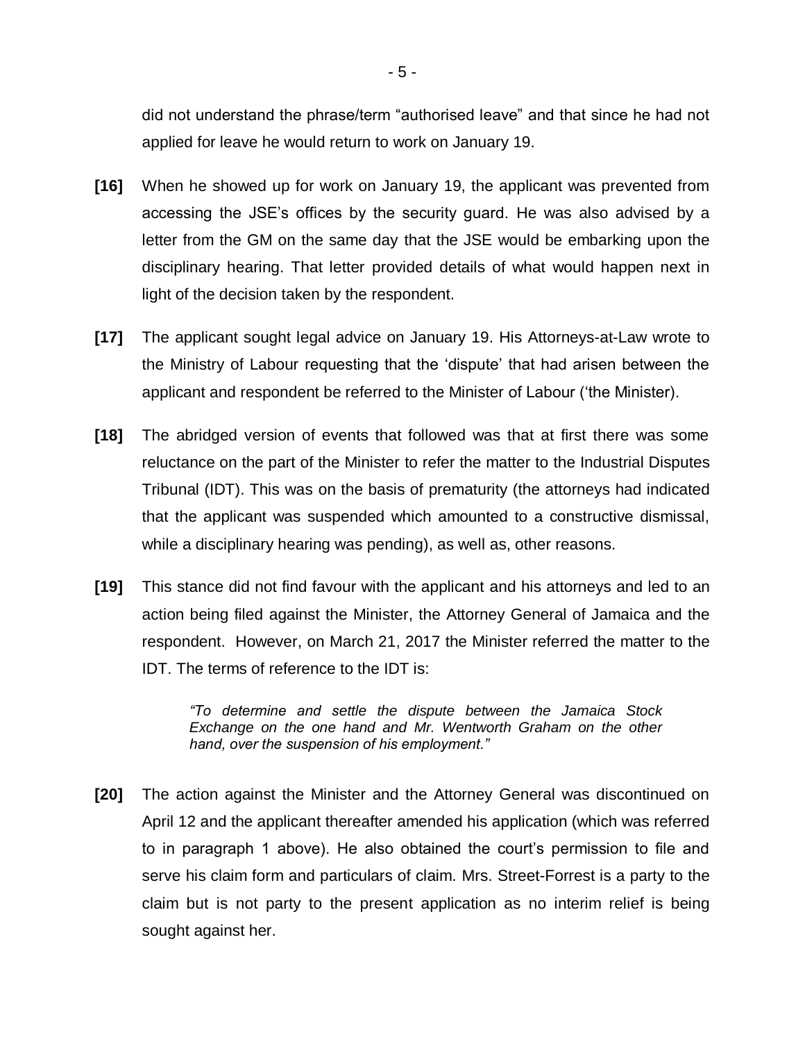did not understand the phrase/term "authorised leave" and that since he had not applied for leave he would return to work on January 19.

**[16]** When he showed up for work on January 19, the applicant was prevented from accessing the JSE's offices by the security guard. He was also advised by a letter from the GM on the same day that the JSE would be embarking upon the disciplinary hearing. That letter provided details of what would happen next in light of the decision taken by the respondent.

**[17]** The applicant sought legal advice on January 19. His Attorneys-at-Law wrote to the Ministry of Labour requesting that the 'dispute' that had arisen between the applicant and respondent be referred to the Minister of Labour ('the Minister).

**[18]** The abridged version of events that followed was that at first there was some reluctance on the part of the Minister to refer the matter to the Industrial Disputes Tribunal (IDT). This was on the basis of prematurity (the attorneys had indicated that the applicant was suspended which amounted to a constructive dismissal, while a disciplinary hearing was pending), as well as, other reasons.

**[19]** This stance did not find favour with the applicant and his attorneys and led to an action being filed against the Minister, the Attorney General of Jamaica and the respondent. However, on March 21, 2017 the Minister referred the matter to the IDT. The terms of reference to the IDT is:

> *"To determine and settle the dispute between the Jamaica Stock Exchange on the one hand and Mr. Wentworth Graham on the other hand, over the suspension of his employment."*

**[20]** The action against the Minister and the Attorney General was discontinued on April 12 and the applicant thereafter amended his application (which was referred to in paragraph 1 above). He also obtained the court's permission to file and serve his claim form and particulars of claim. Mrs. Street-Forrest is a party to the claim but is not party to the present application as no interim relief is being sought against her.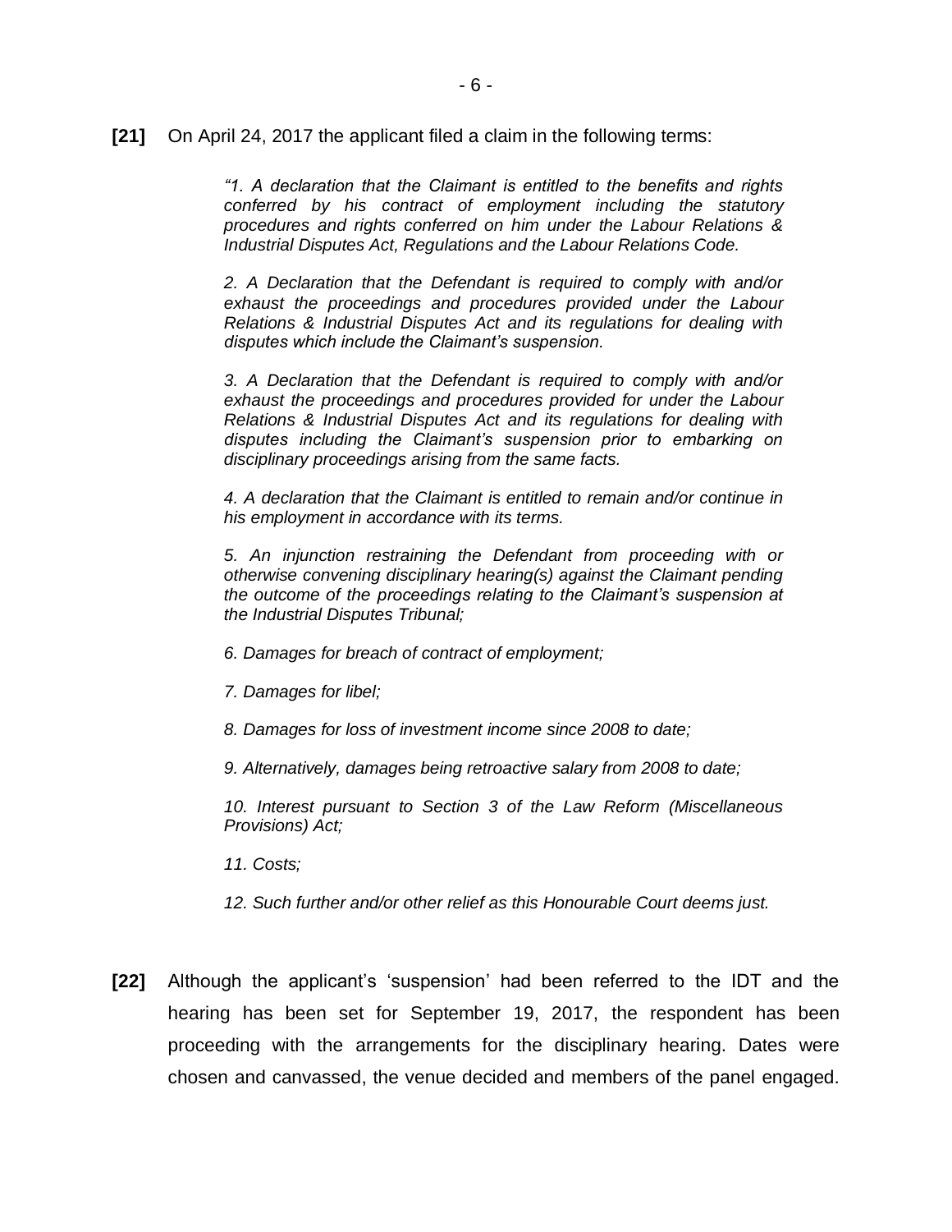**[21]** On April 24, 2017 the applicant filed a claim in the following terms:

> *"1. A declaration that the Claimant is entitled to the benefits and rights conferred by his contract of employment including the statutory procedures and rights conferred on him under the Labour Relations & Industrial Disputes Act, Regulations and the Labour Relations Code.*
>
> *2. A Declaration that the Defendant is required to comply with and/or exhaust the proceedings and procedures provided under the Labour Relations & Industrial Disputes Act and its regulations for dealing with disputes which include the Claimant's suspension.*
>
> *3. A Declaration that the Defendant is required to comply with and/or exhaust the proceedings and procedures provided for under the Labour Relations & Industrial Disputes Act and its regulations for dealing with disputes including the Claimant's suspension prior to embarking on disciplinary proceedings arising from the same facts.*
>
> *4. A declaration that the Claimant is entitled to remain and/or continue in his employment in accordance with its terms.*
>
> *5. An injunction restraining the Defendant from proceeding with or otherwise convening disciplinary hearing(s) against the Claimant pending the outcome of the proceedings relating to the Claimant's suspension at the Industrial Disputes Tribunal;*
>
> *6. Damages for breach of contract of employment;*
>
> *7. Damages for libel;*
>
> *8. Damages for loss of investment income since 2008 to date;*
>
> *9. Alternatively, damages being retroactive salary from 2008 to date;*
>
> *10. Interest pursuant to Section 3 of the Law Reform (Miscellaneous Provisions) Act;*
>
> *11. Costs;*
>
> *12. Such further and/or other relief as this Honourable Court deems just.*

**[22]** Although the applicant's 'suspension' had been referred to the IDT and the hearing has been set for September 19, 2017, the respondent has been proceeding with the arrangements for the disciplinary hearing. Dates were chosen and canvassed, the venue decided and members of the panel engaged.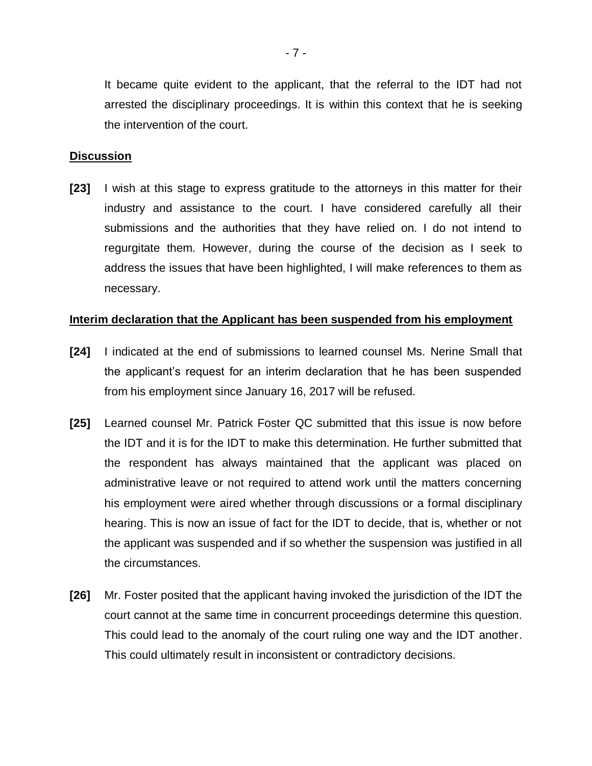It became quite evident to the applicant, that the referral to the IDT had not arrested the disciplinary proceedings. It is within this context that he is seeking the intervention of the court.

**Discussion**

**[23]** I wish at this stage to express gratitude to the attorneys in this matter for their industry and assistance to the court. I have considered carefully all their submissions and the authorities that they have relied on. I do not intend to regurgitate them. However, during the course of the decision as I seek to address the issues that have been highlighted, I will make references to them as necessary.

**Interim declaration that the Applicant has been suspended from his employment**

**[24]** I indicated at the end of submissions to learned counsel Ms. Nerine Small that the applicant's request for an interim declaration that he has been suspended from his employment since January 16, 2017 will be refused.

**[25]** Learned counsel Mr. Patrick Foster QC submitted that this issue is now before the IDT and it is for the IDT to make this determination. He further submitted that the respondent has always maintained that the applicant was placed on administrative leave or not required to attend work until the matters concerning his employment were aired whether through discussions or a formal disciplinary hearing. This is now an issue of fact for the IDT to decide, that is, whether or not the applicant was suspended and if so whether the suspension was justified in all the circumstances.

**[26]** Mr. Foster posited that the applicant having invoked the jurisdiction of the IDT the court cannot at the same time in concurrent proceedings determine this question. This could lead to the anomaly of the court ruling one way and the IDT another. This could ultimately result in inconsistent or contradictory decisions.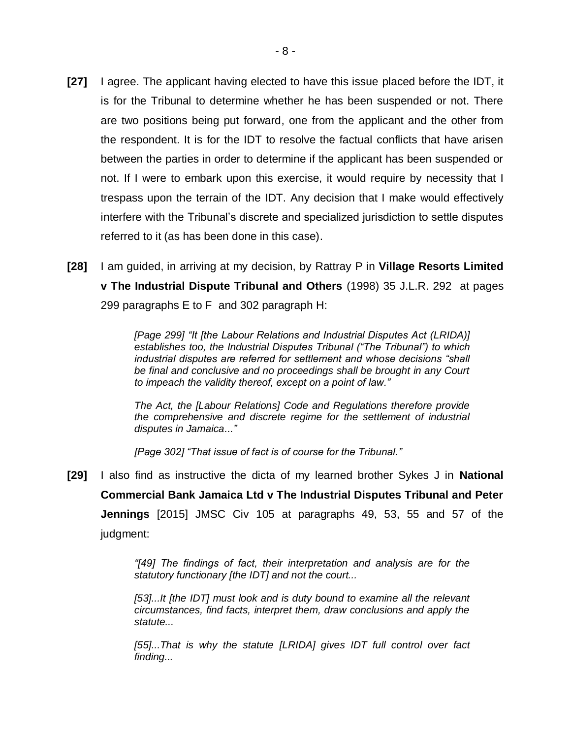**[27]** I agree. The applicant having elected to have this issue placed before the IDT, it is for the Tribunal to determine whether he has been suspended or not. There are two positions being put forward, one from the applicant and the other from the respondent. It is for the IDT to resolve the factual conflicts that have arisen between the parties in order to determine if the applicant has been suspended or not. If I were to embark upon this exercise, it would require by necessity that I trespass upon the terrain of the IDT. Any decision that I make would effectively interfere with the Tribunal's discrete and specialized jurisdiction to settle disputes referred to it (as has been done in this case).

**[28]** I am guided, in arriving at my decision, by Rattray P in **Village Resorts Limited v The Industrial Dispute Tribunal and Others** (1998) 35 J.L.R. 292 at pages 299 paragraphs E to F and 302 paragraph H:

> *[Page 299] "It [the Labour Relations and Industrial Disputes Act (LRIDA)] establishes too, the Industrial Disputes Tribunal ("The Tribunal") to which industrial disputes are referred for settlement and whose decisions "shall be final and conclusive and no proceedings shall be brought in any Court to impeach the validity thereof, except on a point of law."*
>
> *The Act, the [Labour Relations] Code and Regulations therefore provide the comprehensive and discrete regime for the settlement of industrial disputes in Jamaica..."*
>
> *[Page 302] "That issue of fact is of course for the Tribunal."*

**[29]** I also find as instructive the dicta of my learned brother Sykes J in **National Commercial Bank Jamaica Ltd v The Industrial Disputes Tribunal and Peter Jennings** [2015] JMSC Civ 105 at paragraphs 49, 53, 55 and 57 of the judgment:

> *"[49] The findings of fact, their interpretation and analysis are for the statutory functionary [the IDT] and not the court...*
>
> *[53]...It [the IDT] must look and is duty bound to examine all the relevant circumstances, find facts, interpret them, draw conclusions and apply the statute...*
>
> *[55]...That is why the statute [LRIDA] gives IDT full control over fact finding...*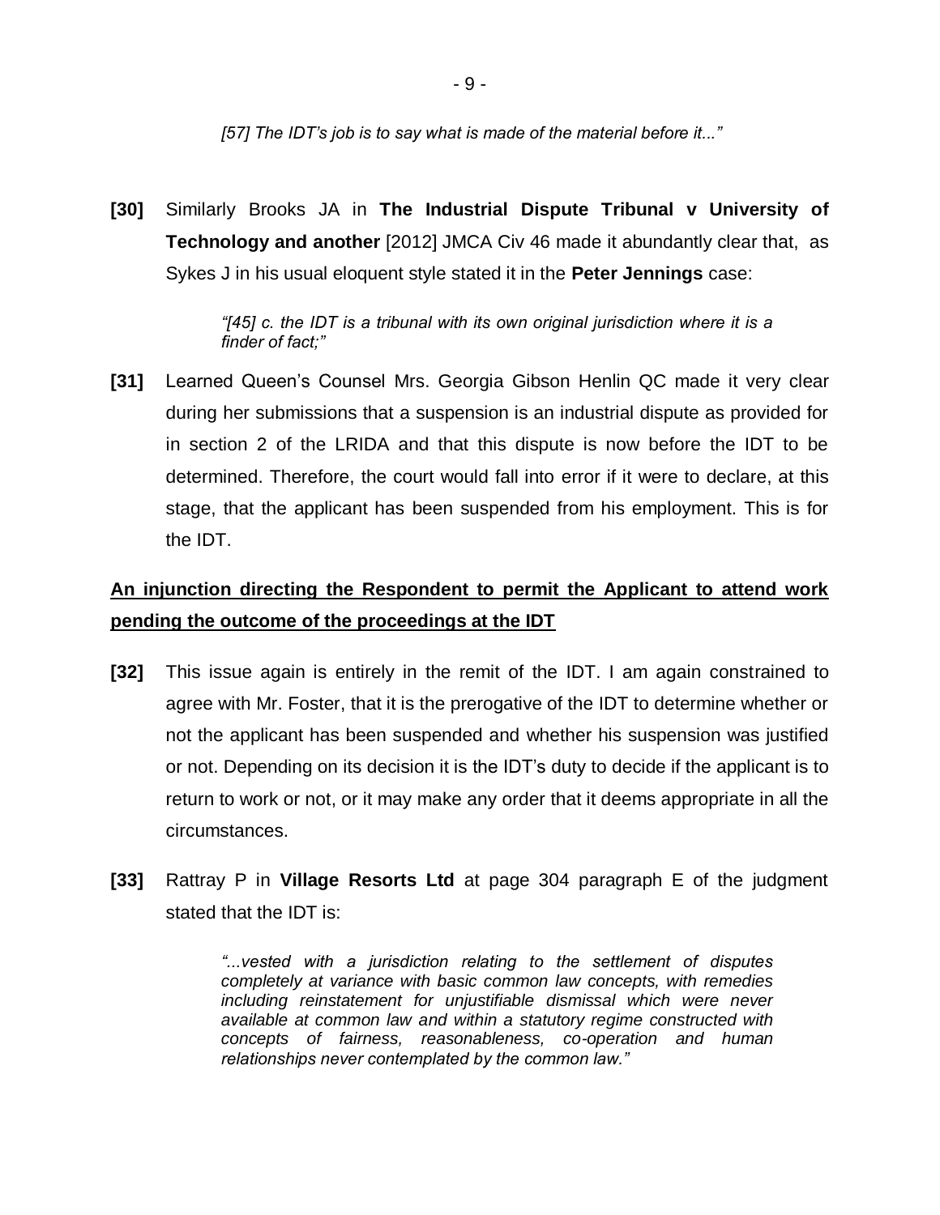*[57] The IDT's job is to say what is made of the material before it..."*

**[30]** Similarly Brooks JA in **The Industrial Dispute Tribunal v University of Technology and another** [2012] JMCA Civ 46 made it abundantly clear that, as Sykes J in his usual eloquent style stated it in the **Peter Jennings** case:

> *"[45] c. the IDT is a tribunal with its own original jurisdiction where it is a finder of fact;"*

**[31]** Learned Queen's Counsel Mrs. Georgia Gibson Henlin QC made it very clear during her submissions that a suspension is an industrial dispute as provided for in section 2 of the LRIDA and that this dispute is now before the IDT to be determined. Therefore, the court would fall into error if it were to declare, at this stage, that the applicant has been suspended from his employment. This is for the IDT.

**An injunction directing the Respondent to permit the Applicant to attend work pending the outcome of the proceedings at the IDT**

**[32]** This issue again is entirely in the remit of the IDT. I am again constrained to agree with Mr. Foster, that it is the prerogative of the IDT to determine whether or not the applicant has been suspended and whether his suspension was justified or not. Depending on its decision it is the IDT's duty to decide if the applicant is to return to work or not, or it may make any order that it deems appropriate in all the circumstances.

**[33]** Rattray P in **Village Resorts Ltd** at page 304 paragraph E of the judgment stated that the IDT is:

> *"...vested with a jurisdiction relating to the settlement of disputes completely at variance with basic common law concepts, with remedies including reinstatement for unjustifiable dismissal which were never available at common law and within a statutory regime constructed with concepts of fairness, reasonableness, co-operation and human relationships never contemplated by the common law."*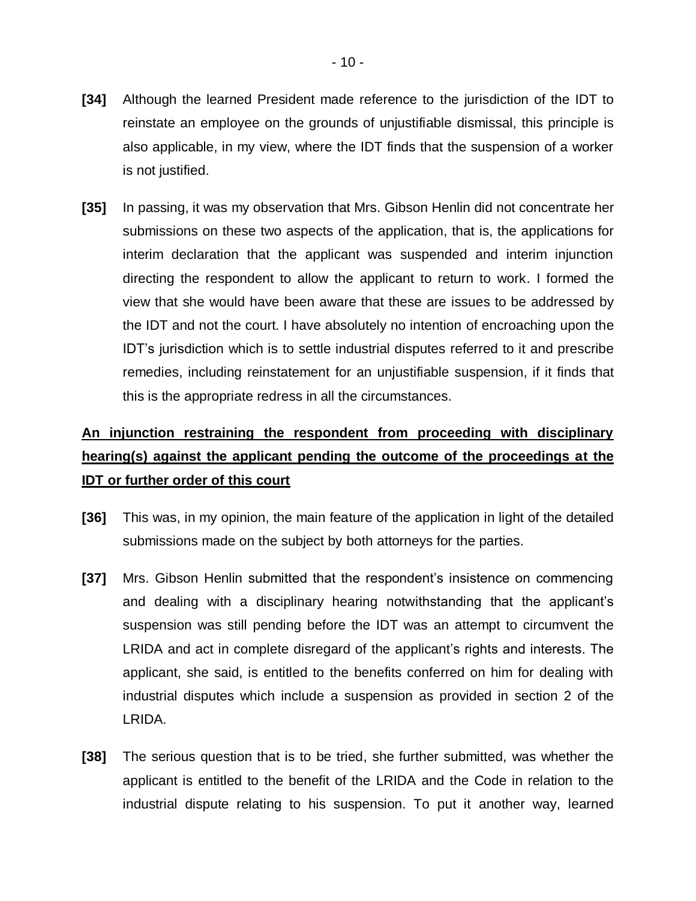**[34]** Although the learned President made reference to the jurisdiction of the IDT to reinstate an employee on the grounds of unjustifiable dismissal, this principle is also applicable, in my view, where the IDT finds that the suspension of a worker is not justified.

**[35]** In passing, it was my observation that Mrs. Gibson Henlin did not concentrate her submissions on these two aspects of the application, that is, the applications for interim declaration that the applicant was suspended and interim injunction directing the respondent to allow the applicant to return to work. I formed the view that she would have been aware that these are issues to be addressed by the IDT and not the court. I have absolutely no intention of encroaching upon the IDT's jurisdiction which is to settle industrial disputes referred to it and prescribe remedies, including reinstatement for an unjustifiable suspension, if it finds that this is the appropriate redress in all the circumstances.

**<u>An injunction restraining the respondent from proceeding with disciplinary hearing(s) against the applicant pending the outcome of the proceedings at the IDT or further order of this court</u>**

**[36]** This was, in my opinion, the main feature of the application in light of the detailed submissions made on the subject by both attorneys for the parties.

**[37]** Mrs. Gibson Henlin submitted that the respondent's insistence on commencing and dealing with a disciplinary hearing notwithstanding that the applicant's suspension was still pending before the IDT was an attempt to circumvent the LRIDA and act in complete disregard of the applicant's rights and interests. The applicant, she said, is entitled to the benefits conferred on him for dealing with industrial disputes which include a suspension as provided in section 2 of the LRIDA.

**[38]** The serious question that is to be tried, she further submitted, was whether the applicant is entitled to the benefit of the LRIDA and the Code in relation to the industrial dispute relating to his suspension. To put it another way, learned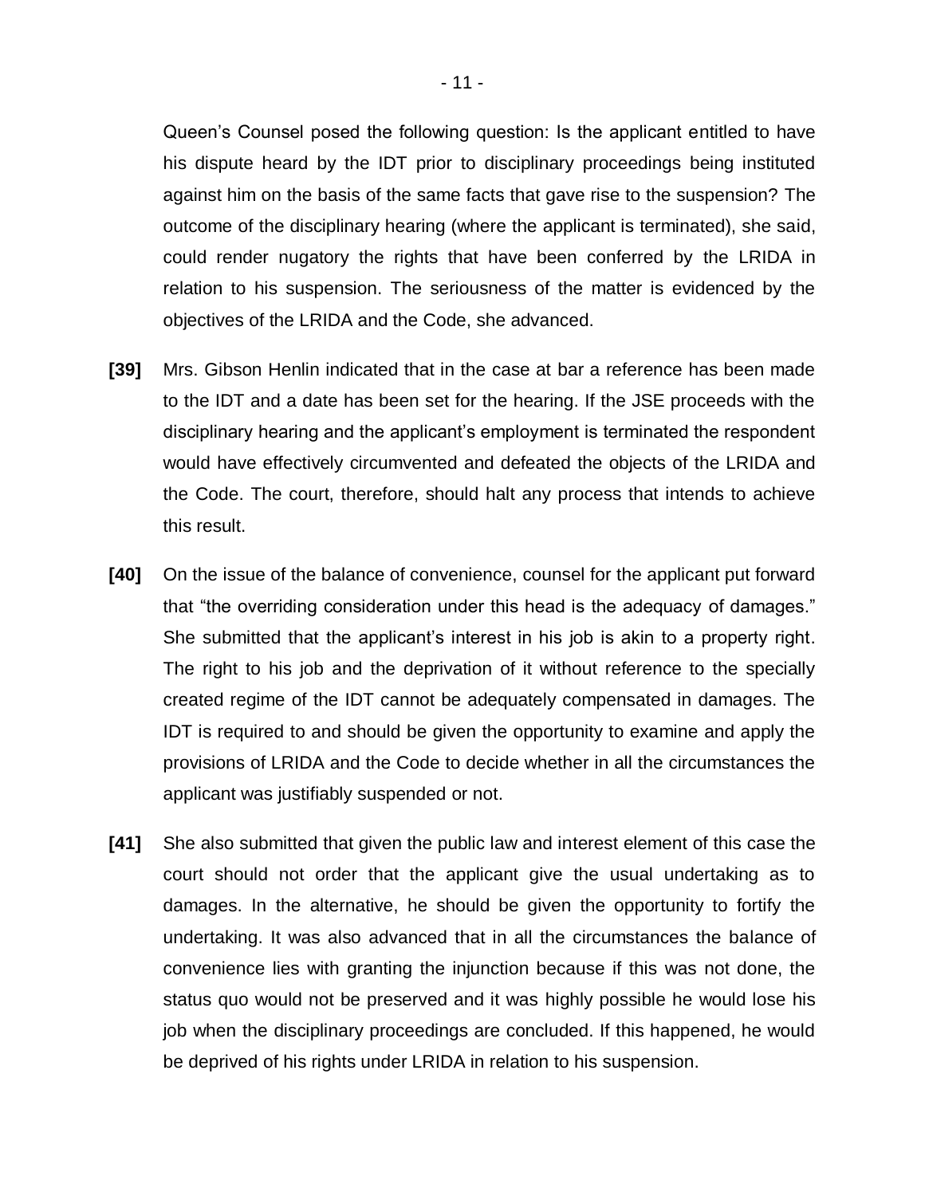Queen's Counsel posed the following question: Is the applicant entitled to have his dispute heard by the IDT prior to disciplinary proceedings being instituted against him on the basis of the same facts that gave rise to the suspension? The outcome of the disciplinary hearing (where the applicant is terminated), she said, could render nugatory the rights that have been conferred by the LRIDA in relation to his suspension. The seriousness of the matter is evidenced by the objectives of the LRIDA and the Code, she advanced.

**[39]** Mrs. Gibson Henlin indicated that in the case at bar a reference has been made to the IDT and a date has been set for the hearing. If the JSE proceeds with the disciplinary hearing and the applicant's employment is terminated the respondent would have effectively circumvented and defeated the objects of the LRIDA and the Code. The court, therefore, should halt any process that intends to achieve this result.

**[40]** On the issue of the balance of convenience, counsel for the applicant put forward that "the overriding consideration under this head is the adequacy of damages." She submitted that the applicant's interest in his job is akin to a property right. The right to his job and the deprivation of it without reference to the specially created regime of the IDT cannot be adequately compensated in damages. The IDT is required to and should be given the opportunity to examine and apply the provisions of LRIDA and the Code to decide whether in all the circumstances the applicant was justifiably suspended or not.

**[41]** She also submitted that given the public law and interest element of this case the court should not order that the applicant give the usual undertaking as to damages. In the alternative, he should be given the opportunity to fortify the undertaking. It was also advanced that in all the circumstances the balance of convenience lies with granting the injunction because if this was not done, the status quo would not be preserved and it was highly possible he would lose his job when the disciplinary proceedings are concluded. If this happened, he would be deprived of his rights under LRIDA in relation to his suspension.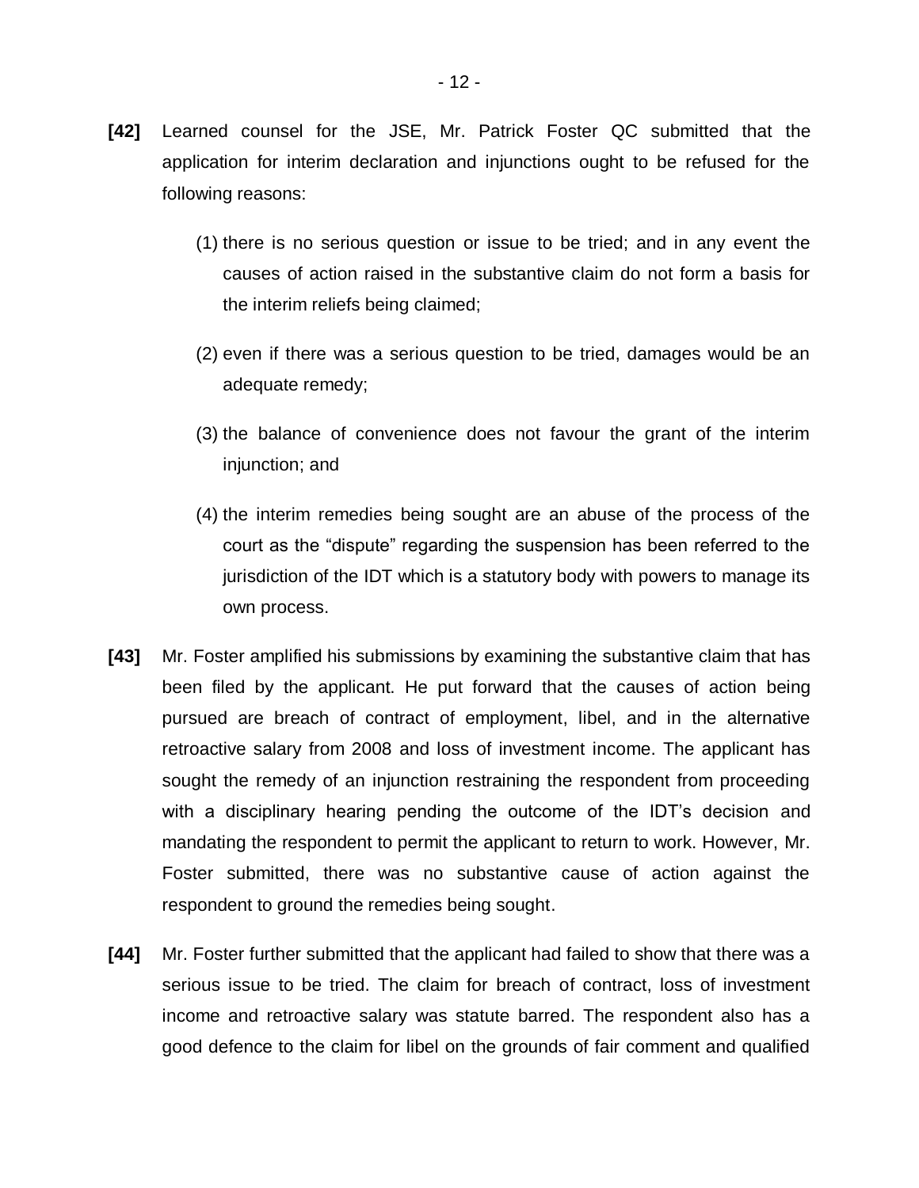**[42]** Learned counsel for the JSE, Mr. Patrick Foster QC submitted that the application for interim declaration and injunctions ought to be refused for the following reasons:

(1) there is no serious question or issue to be tried; and in any event the causes of action raised in the substantive claim do not form a basis for the interim reliefs being claimed;

(2) even if there was a serious question to be tried, damages would be an adequate remedy;

(3) the balance of convenience does not favour the grant of the interim injunction; and

(4) the interim remedies being sought are an abuse of the process of the court as the "dispute" regarding the suspension has been referred to the jurisdiction of the IDT which is a statutory body with powers to manage its own process.

**[43]** Mr. Foster amplified his submissions by examining the substantive claim that has been filed by the applicant. He put forward that the causes of action being pursued are breach of contract of employment, libel, and in the alternative retroactive salary from 2008 and loss of investment income. The applicant has sought the remedy of an injunction restraining the respondent from proceeding with a disciplinary hearing pending the outcome of the IDT's decision and mandating the respondent to permit the applicant to return to work. However, Mr. Foster submitted, there was no substantive cause of action against the respondent to ground the remedies being sought.

**[44]** Mr. Foster further submitted that the applicant had failed to show that there was a serious issue to be tried. The claim for breach of contract, loss of investment income and retroactive salary was statute barred. The respondent also has a good defence to the claim for libel on the grounds of fair comment and qualified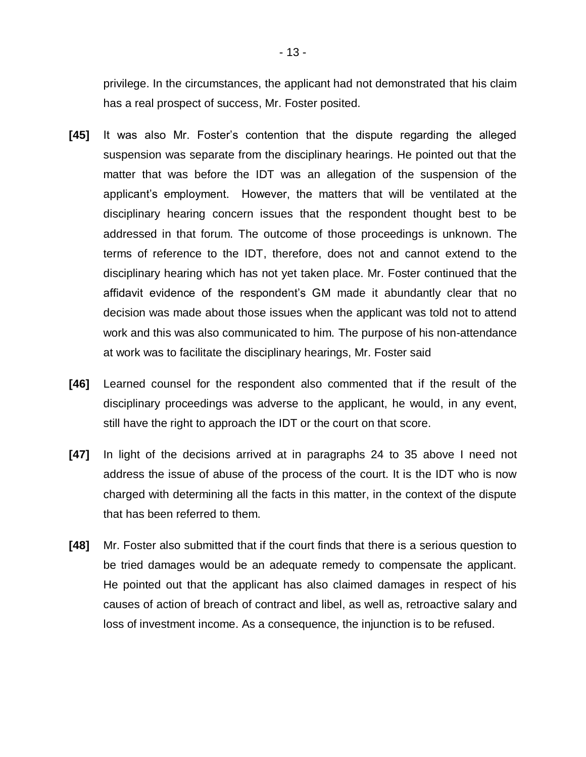privilege. In the circumstances, the applicant had not demonstrated that his claim has a real prospect of success, Mr. Foster posited.

**[45]** It was also Mr. Foster's contention that the dispute regarding the alleged suspension was separate from the disciplinary hearings. He pointed out that the matter that was before the IDT was an allegation of the suspension of the applicant's employment. However, the matters that will be ventilated at the disciplinary hearing concern issues that the respondent thought best to be addressed in that forum. The outcome of those proceedings is unknown. The terms of reference to the IDT, therefore, does not and cannot extend to the disciplinary hearing which has not yet taken place. Mr. Foster continued that the affidavit evidence of the respondent's GM made it abundantly clear that no decision was made about those issues when the applicant was told not to attend work and this was also communicated to him. The purpose of his non-attendance at work was to facilitate the disciplinary hearings, Mr. Foster said

**[46]** Learned counsel for the respondent also commented that if the result of the disciplinary proceedings was adverse to the applicant, he would, in any event, still have the right to approach the IDT or the court on that score.

**[47]** In light of the decisions arrived at in paragraphs 24 to 35 above I need not address the issue of abuse of the process of the court. It is the IDT who is now charged with determining all the facts in this matter, in the context of the dispute that has been referred to them.

**[48]** Mr. Foster also submitted that if the court finds that there is a serious question to be tried damages would be an adequate remedy to compensate the applicant. He pointed out that the applicant has also claimed damages in respect of his causes of action of breach of contract and libel, as well as, retroactive salary and loss of investment income. As a consequence, the injunction is to be refused.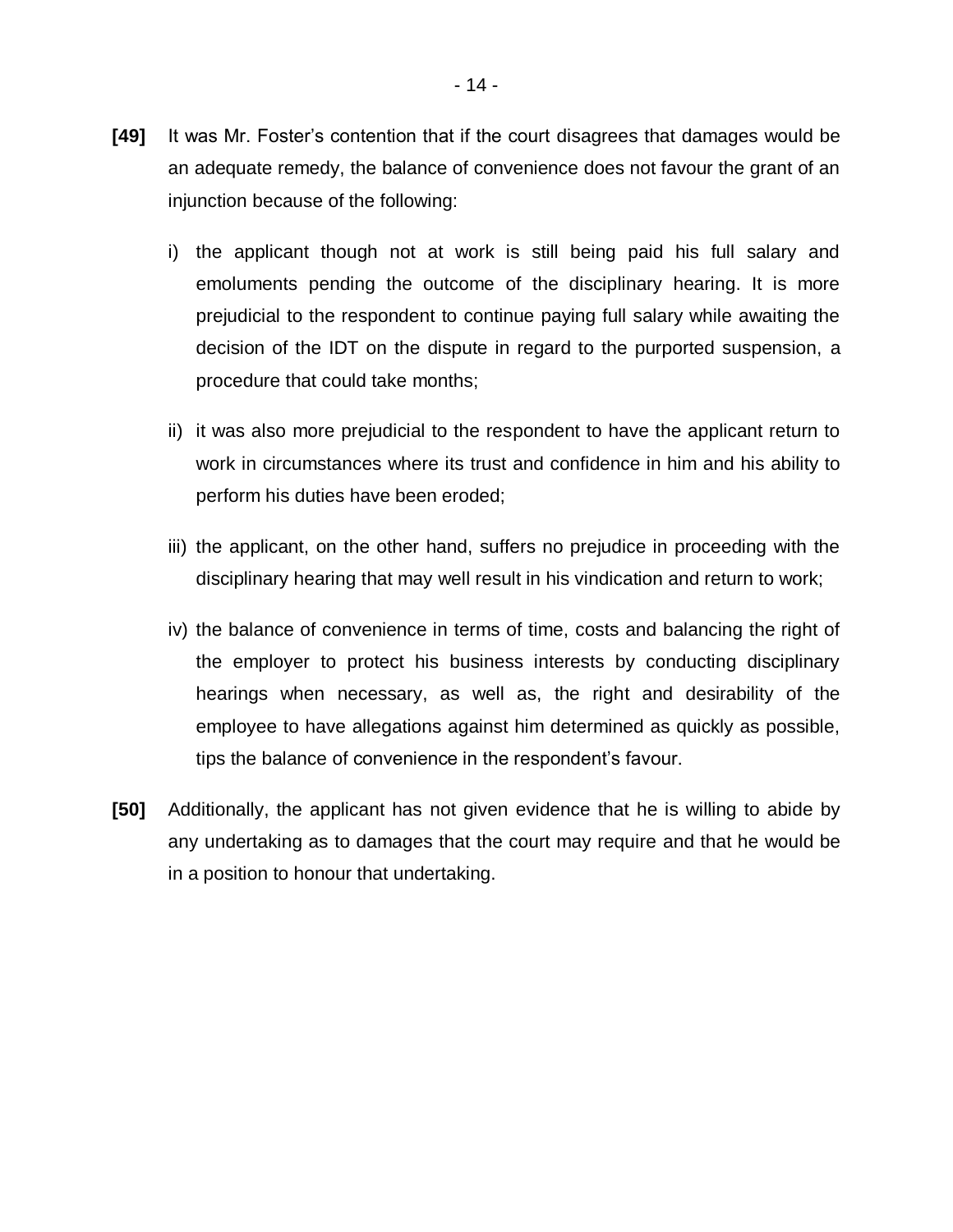**[49]** It was Mr. Foster's contention that if the court disagrees that damages would be an adequate remedy, the balance of convenience does not favour the grant of an injunction because of the following:

i) the applicant though not at work is still being paid his full salary and emoluments pending the outcome of the disciplinary hearing. It is more prejudicial to the respondent to continue paying full salary while awaiting the decision of the IDT on the dispute in regard to the purported suspension, a procedure that could take months;

ii) it was also more prejudicial to the respondent to have the applicant return to work in circumstances where its trust and confidence in him and his ability to perform his duties have been eroded;

iii) the applicant, on the other hand, suffers no prejudice in proceeding with the disciplinary hearing that may well result in his vindication and return to work;

iv) the balance of convenience in terms of time, costs and balancing the right of the employer to protect his business interests by conducting disciplinary hearings when necessary, as well as, the right and desirability of the employee to have allegations against him determined as quickly as possible, tips the balance of convenience in the respondent's favour.

**[50]** Additionally, the applicant has not given evidence that he is willing to abide by any undertaking as to damages that the court may require and that he would be in a position to honour that undertaking.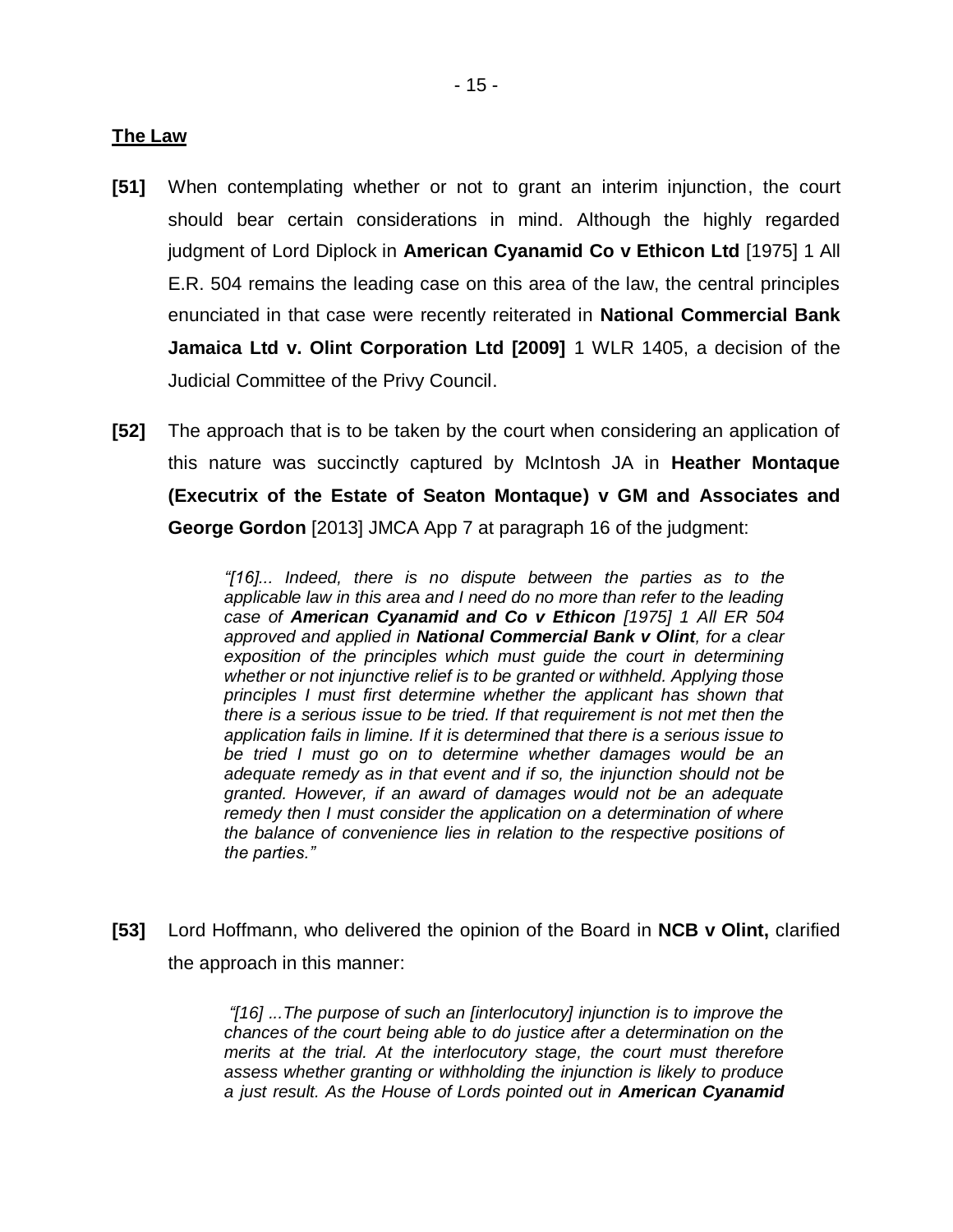**The Law**

**[51]** When contemplating whether or not to grant an interim injunction, the court should bear certain considerations in mind. Although the highly regarded judgment of Lord Diplock in **American Cyanamid Co v Ethicon Ltd** [1975] 1 All E.R. 504 remains the leading case on this area of the law, the central principles enunciated in that case were recently reiterated in **National Commercial Bank Jamaica Ltd v. Olint Corporation Ltd [2009]** 1 WLR 1405, a decision of the Judicial Committee of the Privy Council.

**[52]** The approach that is to be taken by the court when considering an application of this nature was succinctly captured by McIntosh JA in **Heather Montaque (Executrix of the Estate of Seaton Montaque) v GM and Associates and George Gordon** [2013] JMCA App 7 at paragraph 16 of the judgment:

> *"[16]... Indeed, there is no dispute between the parties as to the applicable law in this area and I need do no more than refer to the leading case of **American Cyanamid and Co v Ethicon** [1975] 1 All ER 504 approved and applied in **National Commercial Bank v Olint**, for a clear exposition of the principles which must guide the court in determining whether or not injunctive relief is to be granted or withheld. Applying those principles I must first determine whether the applicant has shown that there is a serious issue to be tried. If that requirement is not met then the application fails in limine. If it is determined that there is a serious issue to be tried I must go on to determine whether damages would be an adequate remedy as in that event and if so, the injunction should not be granted. However, if an award of damages would not be an adequate remedy then I must consider the application on a determination of where the balance of convenience lies in relation to the respective positions of the parties."*

**[53]** Lord Hoffmann, who delivered the opinion of the Board in **NCB v Olint,** clarified the approach in this manner:

> *"[16] ...The purpose of such an [interlocutory] injunction is to improve the chances of the court being able to do justice after a determination on the merits at the trial. At the interlocutory stage, the court must therefore assess whether granting or withholding the injunction is likely to produce a just result. As the House of Lords pointed out in **American Cyanamid***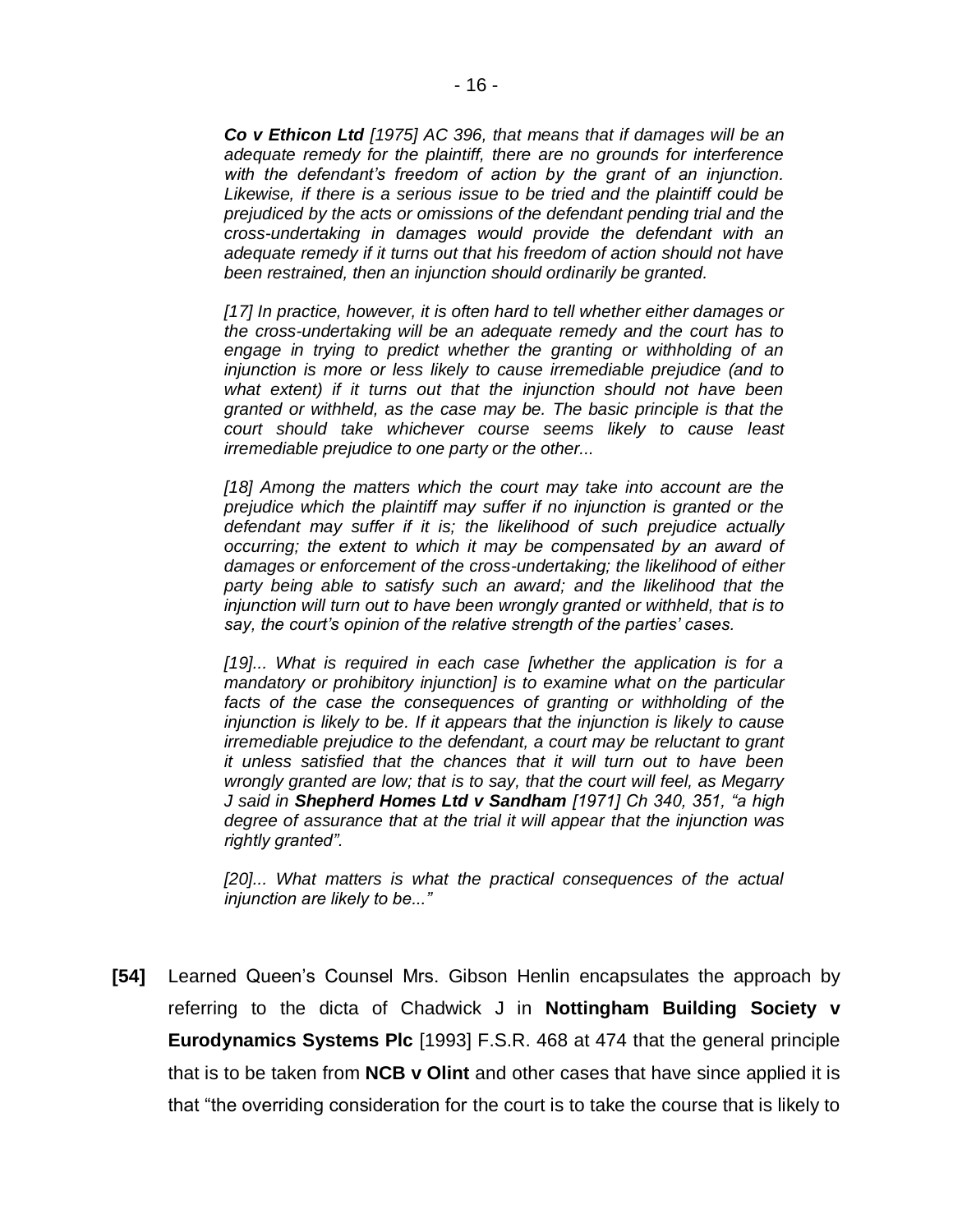*Co v Ethicon Ltd [1975] AC 396, that means that if damages will be an adequate remedy for the plaintiff, there are no grounds for interference with the defendant's freedom of action by the grant of an injunction. Likewise, if there is a serious issue to be tried and the plaintiff could be prejudiced by the acts or omissions of the defendant pending trial and the cross-undertaking in damages would provide the defendant with an adequate remedy if it turns out that his freedom of action should not have been restrained, then an injunction should ordinarily be granted.*

*[17] In practice, however, it is often hard to tell whether either damages or the cross-undertaking will be an adequate remedy and the court has to engage in trying to predict whether the granting or withholding of an injunction is more or less likely to cause irremediable prejudice (and to what extent) if it turns out that the injunction should not have been granted or withheld, as the case may be. The basic principle is that the court should take whichever course seems likely to cause least irremediable prejudice to one party or the other...*

*[18] Among the matters which the court may take into account are the prejudice which the plaintiff may suffer if no injunction is granted or the defendant may suffer if it is; the likelihood of such prejudice actually occurring; the extent to which it may be compensated by an award of damages or enforcement of the cross-undertaking; the likelihood of either party being able to satisfy such an award; and the likelihood that the injunction will turn out to have been wrongly granted or withheld, that is to say, the court's opinion of the relative strength of the parties' cases.*

*[19]... What is required in each case [whether the application is for a mandatory or prohibitory injunction] is to examine what on the particular facts of the case the consequences of granting or withholding of the injunction is likely to be. If it appears that the injunction is likely to cause irremediable prejudice to the defendant, a court may be reluctant to grant it unless satisfied that the chances that it will turn out to have been wrongly granted are low; that is to say, that the court will feel, as Megarry J said in **Shepherd Homes Ltd v Sandham** [1971] Ch 340, 351, "a high degree of assurance that at the trial it will appear that the injunction was rightly granted".*

*[20]... What matters is what the practical consequences of the actual injunction are likely to be..."*

**[54]** Learned Queen's Counsel Mrs. Gibson Henlin encapsulates the approach by referring to the dicta of Chadwick J in **Nottingham Building Society v Eurodynamics Systems Plc** [1993] F.S.R. 468 at 474 that the general principle that is to be taken from **NCB v Olint** and other cases that have since applied it is that "the overriding consideration for the court is to take the course that is likely to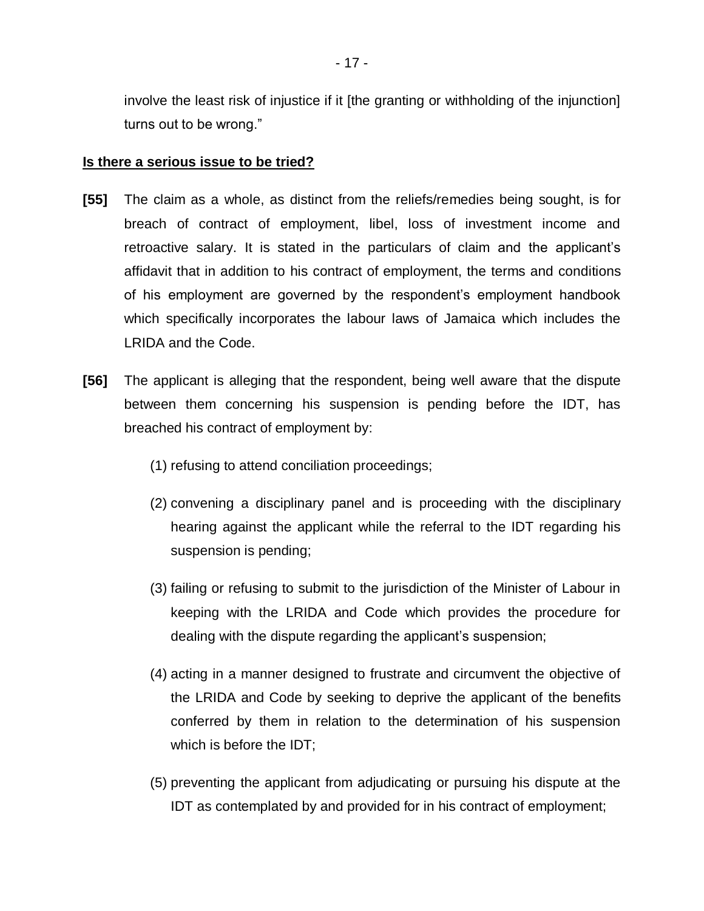involve the least risk of injustice if it [the granting or withholding of the injunction] turns out to be wrong."

**Is there a serious issue to be tried?**

**[55]** The claim as a whole, as distinct from the reliefs/remedies being sought, is for breach of contract of employment, libel, loss of investment income and retroactive salary. It is stated in the particulars of claim and the applicant's affidavit that in addition to his contract of employment, the terms and conditions of his employment are governed by the respondent's employment handbook which specifically incorporates the labour laws of Jamaica which includes the LRIDA and the Code.

**[56]** The applicant is alleging that the respondent, being well aware that the dispute between them concerning his suspension is pending before the IDT, has breached his contract of employment by:

(1) refusing to attend conciliation proceedings;

(2) convening a disciplinary panel and is proceeding with the disciplinary hearing against the applicant while the referral to the IDT regarding his suspension is pending;

(3) failing or refusing to submit to the jurisdiction of the Minister of Labour in keeping with the LRIDA and Code which provides the procedure for dealing with the dispute regarding the applicant's suspension;

(4) acting in a manner designed to frustrate and circumvent the objective of the LRIDA and Code by seeking to deprive the applicant of the benefits conferred by them in relation to the determination of his suspension which is before the IDT;

(5) preventing the applicant from adjudicating or pursuing his dispute at the IDT as contemplated by and provided for in his contract of employment;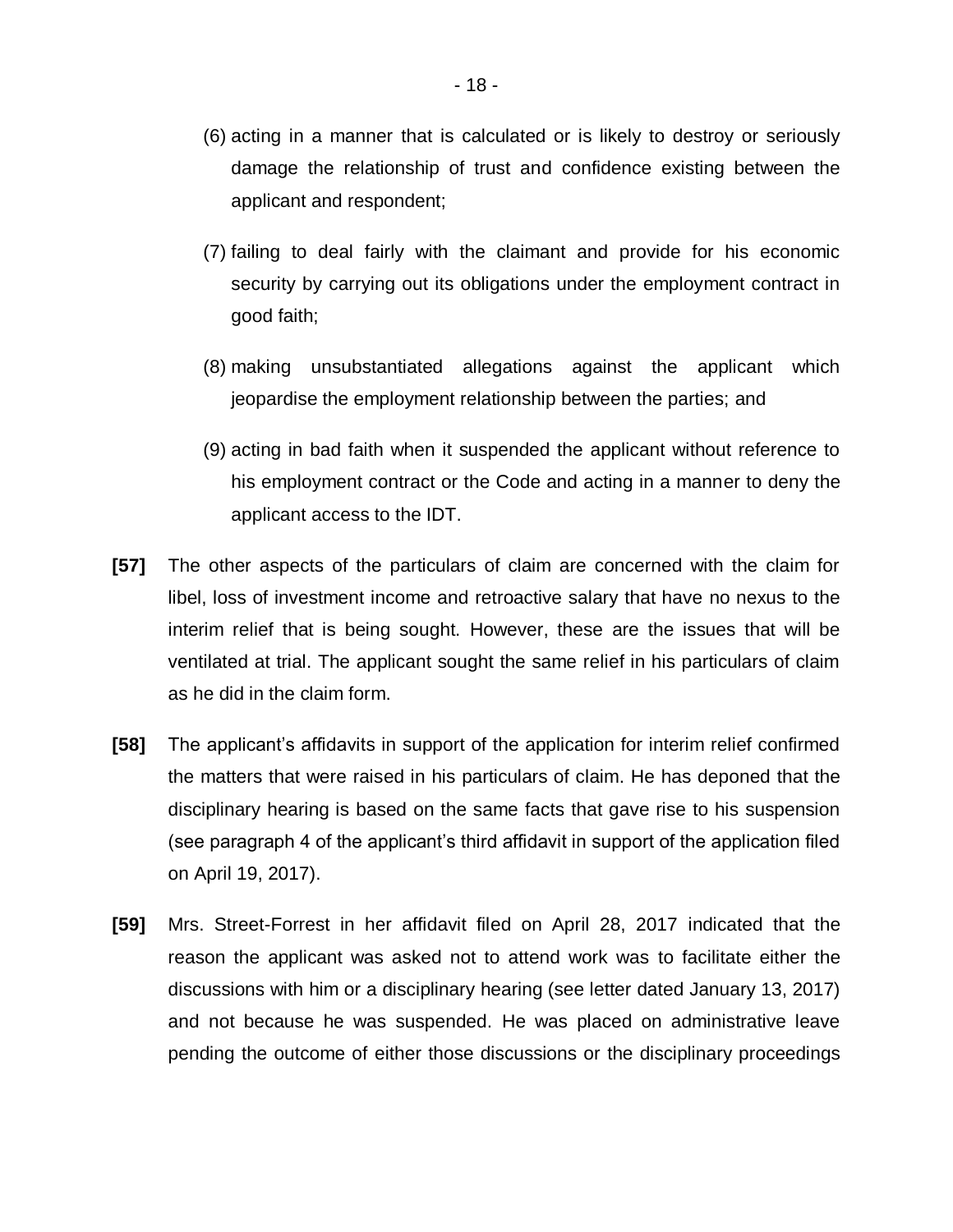(6) acting in a manner that is calculated or is likely to destroy or seriously damage the relationship of trust and confidence existing between the applicant and respondent;

(7) failing to deal fairly with the claimant and provide for his economic security by carrying out its obligations under the employment contract in good faith;

(8) making unsubstantiated allegations against the applicant which jeopardise the employment relationship between the parties; and

(9) acting in bad faith when it suspended the applicant without reference to his employment contract or the Code and acting in a manner to deny the applicant access to the IDT.

**[57]** The other aspects of the particulars of claim are concerned with the claim for libel, loss of investment income and retroactive salary that have no nexus to the interim relief that is being sought. However, these are the issues that will be ventilated at trial. The applicant sought the same relief in his particulars of claim as he did in the claim form.

**[58]** The applicant's affidavits in support of the application for interim relief confirmed the matters that were raised in his particulars of claim. He has deponed that the disciplinary hearing is based on the same facts that gave rise to his suspension (see paragraph 4 of the applicant's third affidavit in support of the application filed on April 19, 2017).

**[59]** Mrs. Street-Forrest in her affidavit filed on April 28, 2017 indicated that the reason the applicant was asked not to attend work was to facilitate either the discussions with him or a disciplinary hearing (see letter dated January 13, 2017) and not because he was suspended. He was placed on administrative leave pending the outcome of either those discussions or the disciplinary proceedings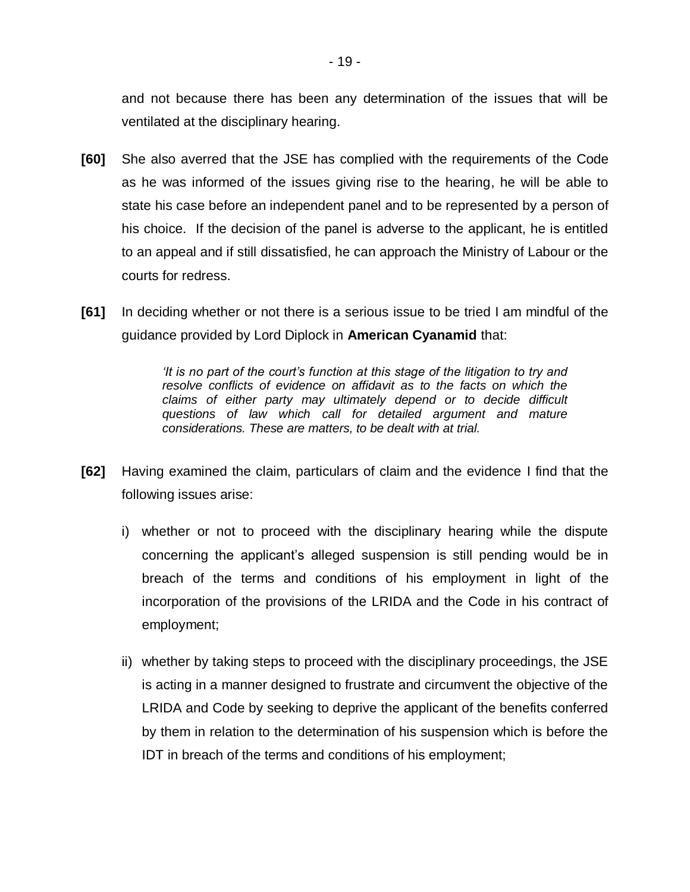and not because there has been any determination of the issues that will be ventilated at the disciplinary hearing.

**[60]** She also averred that the JSE has complied with the requirements of the Code as he was informed of the issues giving rise to the hearing, he will be able to state his case before an independent panel and to be represented by a person of his choice. If the decision of the panel is adverse to the applicant, he is entitled to an appeal and if still dissatisfied, he can approach the Ministry of Labour or the courts for redress.

**[61]** In deciding whether or not there is a serious issue to be tried I am mindful of the guidance provided by Lord Diplock in **American Cyanamid** that:

> *'It is no part of the court's function at this stage of the litigation to try and resolve conflicts of evidence on affidavit as to the facts on which the claims of either party may ultimately depend or to decide difficult questions of law which call for detailed argument and mature considerations. These are matters, to be dealt with at trial.*

**[62]** Having examined the claim, particulars of claim and the evidence I find that the following issues arise:

i) whether or not to proceed with the disciplinary hearing while the dispute concerning the applicant's alleged suspension is still pending would be in breach of the terms and conditions of his employment in light of the incorporation of the provisions of the LRIDA and the Code in his contract of employment;

ii) whether by taking steps to proceed with the disciplinary proceedings, the JSE is acting in a manner designed to frustrate and circumvent the objective of the LRIDA and Code by seeking to deprive the applicant of the benefits conferred by them in relation to the determination of his suspension which is before the IDT in breach of the terms and conditions of his employment;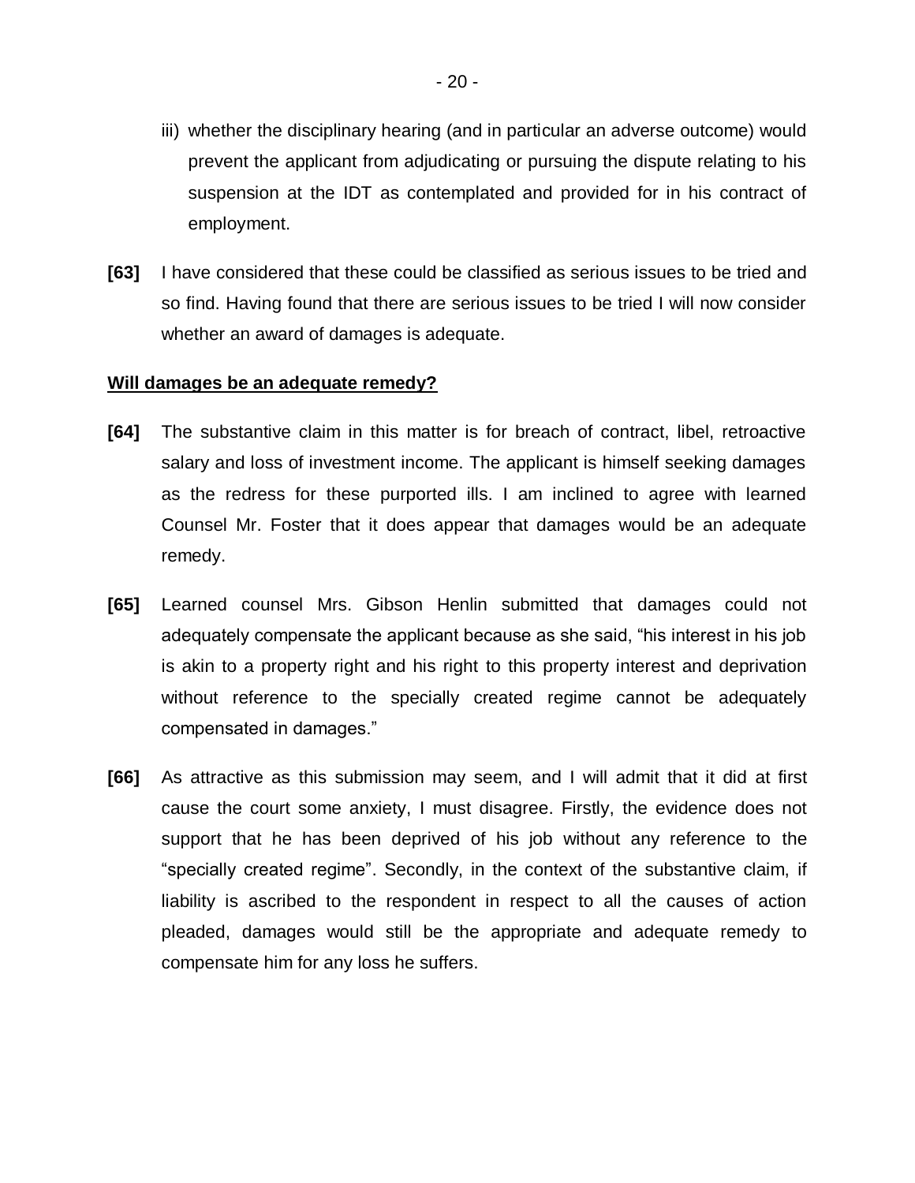iii) whether the disciplinary hearing (and in particular an adverse outcome) would prevent the applicant from adjudicating or pursuing the dispute relating to his suspension at the IDT as contemplated and provided for in his contract of employment.

**[63]** I have considered that these could be classified as serious issues to be tried and so find. Having found that there are serious issues to be tried I will now consider whether an award of damages is adequate.

**<u>Will damages be an adequate remedy?</u>**

**[64]** The substantive claim in this matter is for breach of contract, libel, retroactive salary and loss of investment income. The applicant is himself seeking damages as the redress for these purported ills. I am inclined to agree with learned Counsel Mr. Foster that it does appear that damages would be an adequate remedy.

**[65]** Learned counsel Mrs. Gibson Henlin submitted that damages could not adequately compensate the applicant because as she said, "his interest in his job is akin to a property right and his right to this property interest and deprivation without reference to the specially created regime cannot be adequately compensated in damages."

**[66]** As attractive as this submission may seem, and I will admit that it did at first cause the court some anxiety, I must disagree. Firstly, the evidence does not support that he has been deprived of his job without any reference to the "specially created regime". Secondly, in the context of the substantive claim, if liability is ascribed to the respondent in respect to all the causes of action pleaded, damages would still be the appropriate and adequate remedy to compensate him for any loss he suffers.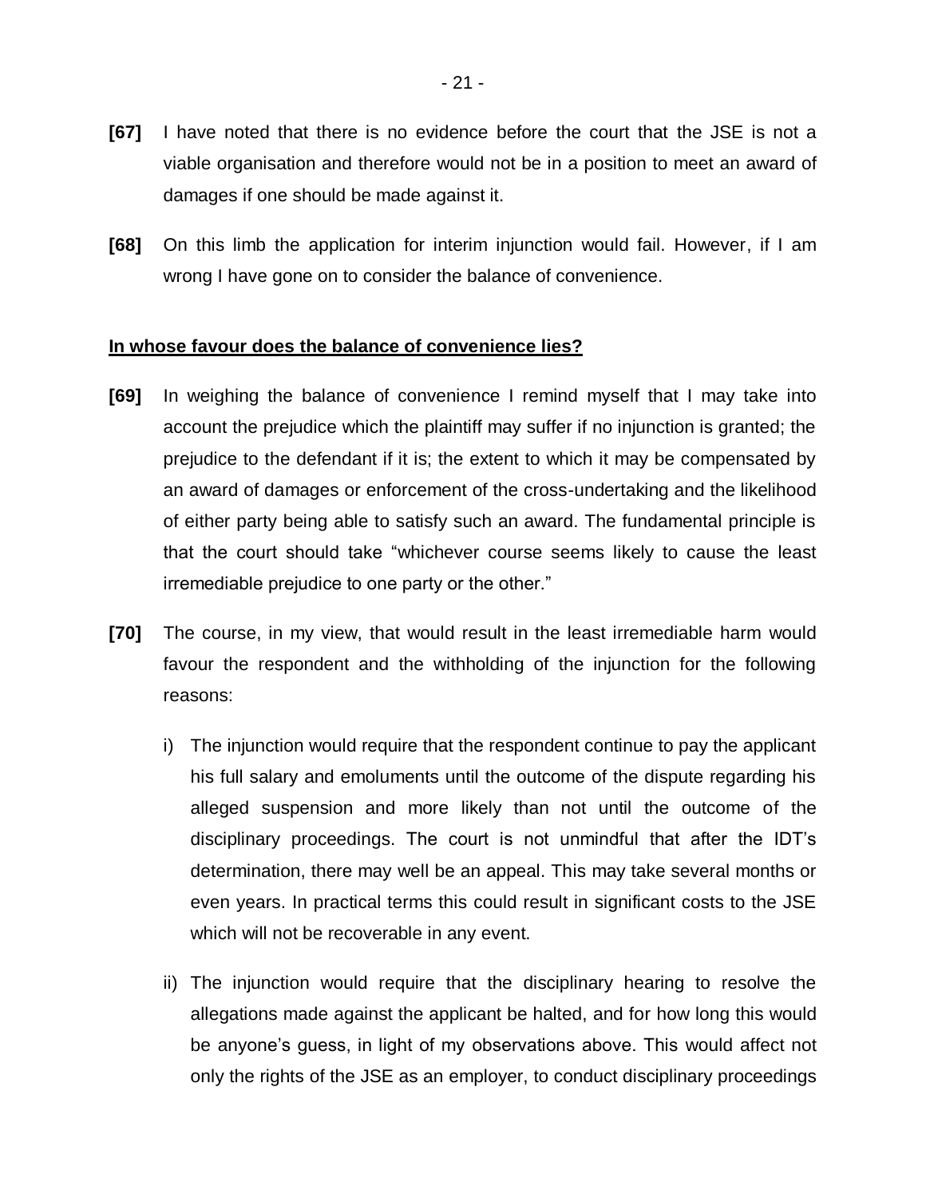**[67]** I have noted that there is no evidence before the court that the JSE is not a viable organisation and therefore would not be in a position to meet an award of damages if one should be made against it.

**[68]** On this limb the application for interim injunction would fail. However, if I am wrong I have gone on to consider the balance of convenience.

**In whose favour does the balance of convenience lies?**

**[69]** In weighing the balance of convenience I remind myself that I may take into account the prejudice which the plaintiff may suffer if no injunction is granted; the prejudice to the defendant if it is; the extent to which it may be compensated by an award of damages or enforcement of the cross-undertaking and the likelihood of either party being able to satisfy such an award. The fundamental principle is that the court should take "whichever course seems likely to cause the least irremediable prejudice to one party or the other."

**[70]** The course, in my view, that would result in the least irremediable harm would favour the respondent and the withholding of the injunction for the following reasons:

i) The injunction would require that the respondent continue to pay the applicant his full salary and emoluments until the outcome of the dispute regarding his alleged suspension and more likely than not until the outcome of the disciplinary proceedings. The court is not unmindful that after the IDT's determination, there may well be an appeal. This may take several months or even years. In practical terms this could result in significant costs to the JSE which will not be recoverable in any event.

ii) The injunction would require that the disciplinary hearing to resolve the allegations made against the applicant be halted, and for how long this would be anyone's guess, in light of my observations above. This would affect not only the rights of the JSE as an employer, to conduct disciplinary proceedings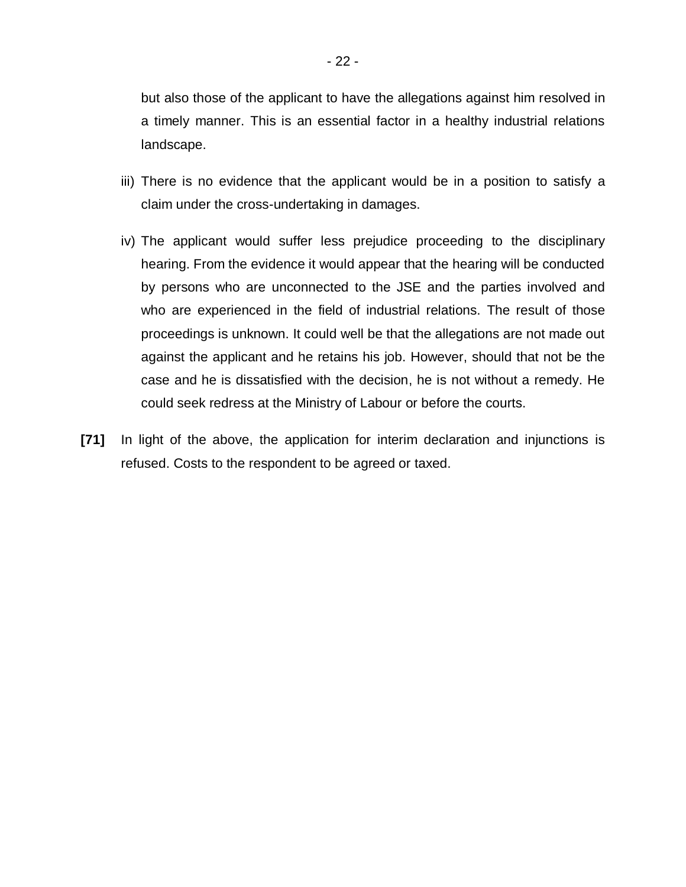but also those of the applicant to have the allegations against him resolved in a timely manner. This is an essential factor in a healthy industrial relations landscape.

iii) There is no evidence that the applicant would be in a position to satisfy a claim under the cross-undertaking in damages.

iv) The applicant would suffer less prejudice proceeding to the disciplinary hearing. From the evidence it would appear that the hearing will be conducted by persons who are unconnected to the JSE and the parties involved and who are experienced in the field of industrial relations. The result of those proceedings is unknown. It could well be that the allegations are not made out against the applicant and he retains his job. However, should that not be the case and he is dissatisfied with the decision, he is not without a remedy. He could seek redress at the Ministry of Labour or before the courts.

**[71]** In light of the above, the application for interim declaration and injunctions is refused. Costs to the respondent to be agreed or taxed.